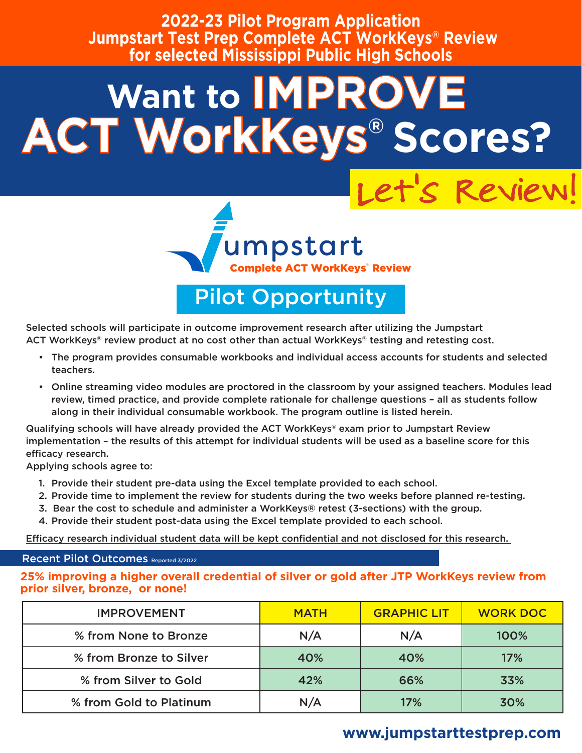# 2022-23 Pilot Program Application
# Jumpstart Test Prep Complete ACT WorkKeys® Review for selected Mississippi Public High Schools

# Want to IMPROVE ACT WorkKeys® Scores?

## Let's Review!

Jumpstart
Complete ACT WorkKeys® Review

## Pilot Opportunity

Selected schools will participate in outcome improvement research after utilizing the Jumpstart ACT WorkKeys® review product at no cost other than actual WorkKeys® testing and retesting cost.

- The program provides consumable workbooks and individual access accounts for students and selected teachers.
- Online streaming video modules are proctored in the classroom by your assigned teachers. Modules lead review, timed practice, and provide complete rationale for challenge questions – all as students follow along in their individual consumable workbook. The program outline is listed herein.

Qualifying schools will have already provided the ACT WorkKeys® exam prior to Jumpstart Review implementation – the results of this attempt for individual students will be used as a baseline score for this efficacy research.

Applying schools agree to:

1. Provide their student pre-data using the Excel template provided to each school.
2. Provide time to implement the review for students during the two weeks before planned re-testing.
3. Bear the cost to schedule and administer a WorkKeys® retest (3-sections) with the group.
4. Provide their student post-data using the Excel template provided to each school.

Efficacy research individual student data will be kept confidential and not disclosed for this research.

## Recent Pilot Outcomes Reported 3/2022

**25% improving a higher overall credential of silver or gold after JTP WorkKeys review from prior silver, bronze, or none!**

| IMPROVEMENT | MATH | GRAPHIC LIT | WORK DOC |
|---|---|---|---|
| % from None to Bronze | N/A | N/A | 100% |
| % from Bronze to Silver | 40% | 40% | 17% |
| % from Silver to Gold | 42% | 66% | 33% |
| % from Gold to Platinum | N/A | 17% | 30% |

www.jumpstarttestprep.com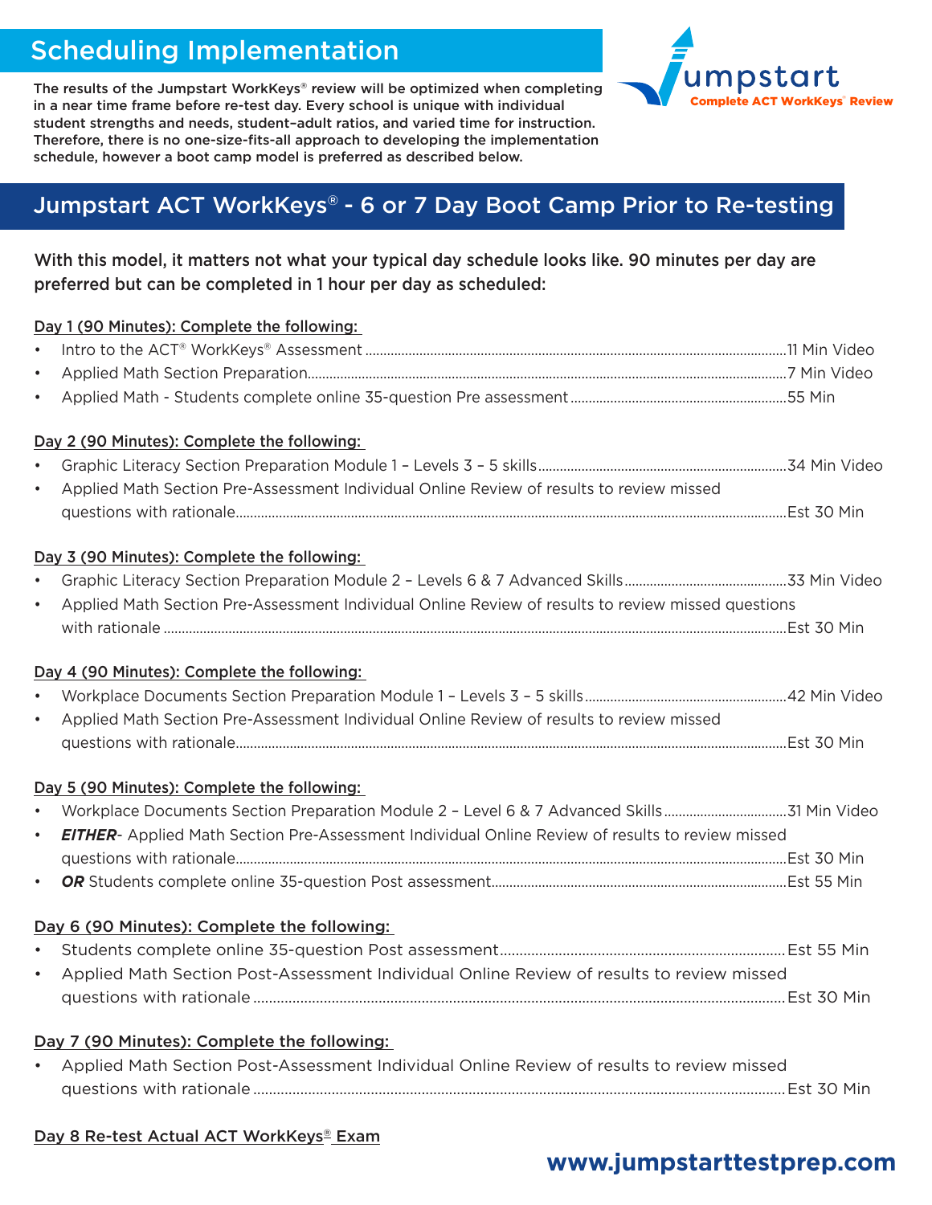## Scheduling Implementation

The results of the Jumpstart WorkKeys® review will be optimized when completing in a near time frame before re-test day. Every school is unique with individual student strengths and needs, student–adult ratios, and varied time for instruction. Therefore, there is no one-size-fits-all approach to developing the implementation schedule, however a boot camp model is preferred as described below.

Jumpstart
Complete ACT WorkKeys® Review

## Jumpstart ACT WorkKeys® - 6 or 7 Day Boot Camp Prior to Re-testing

With this model, it matters not what your typical day schedule looks like. 90 minutes per day are preferred but can be completed in 1 hour per day as scheduled:

**Day 1 (90 Minutes): Complete the following:**

- Intro to the ACT® WorkKeys® Assessment .......... 11 Min Video
- Applied Math Section Preparation.......... 7 Min Video
- Applied Math - Students complete online 35-question Pre assessment .......... 55 Min

**Day 2 (90 Minutes): Complete the following:**

- Graphic Literacy Section Preparation Module 1 – Levels 3 – 5 skills.......... 34 Min Video
- Applied Math Section Pre-Assessment Individual Online Review of results to review missed questions with rationale.......... Est 30 Min

**Day 3 (90 Minutes): Complete the following:**

- Graphic Literacy Section Preparation Module 2 – Levels 6 & 7 Advanced Skills.......... 33 Min Video
- Applied Math Section Pre-Assessment Individual Online Review of results to review missed questions with rationale .......... Est 30 Min

**Day 4 (90 Minutes): Complete the following:**

- Workplace Documents Section Preparation Module 1 – Levels 3 – 5 skills.......... 42 Min Video
- Applied Math Section Pre-Assessment Individual Online Review of results to review missed questions with rationale.......... Est 30 Min

**Day 5 (90 Minutes): Complete the following:**

- Workplace Documents Section Preparation Module 2 – Level 6 & 7 Advanced Skills.......... 31 Min Video
- ***EITHER***- Applied Math Section Pre-Assessment Individual Online Review of results to review missed questions with rationale.......... Est 30 Min
- ***OR*** Students complete online 35-question Post assessment.......... Est 55 Min

**Day 6 (90 Minutes): Complete the following:**

- Students complete online 35-question Post assessment.......... Est 55 Min
- Applied Math Section Post-Assessment Individual Online Review of results to review missed questions with rationale .......... Est 30 Min

**Day 7 (90 Minutes): Complete the following:**

- Applied Math Section Post-Assessment Individual Online Review of results to review missed questions with rationale .......... Est 30 Min

**Day 8 Re-test Actual ACT WorkKeys® Exam**

**www.jumpstarttestprep.com**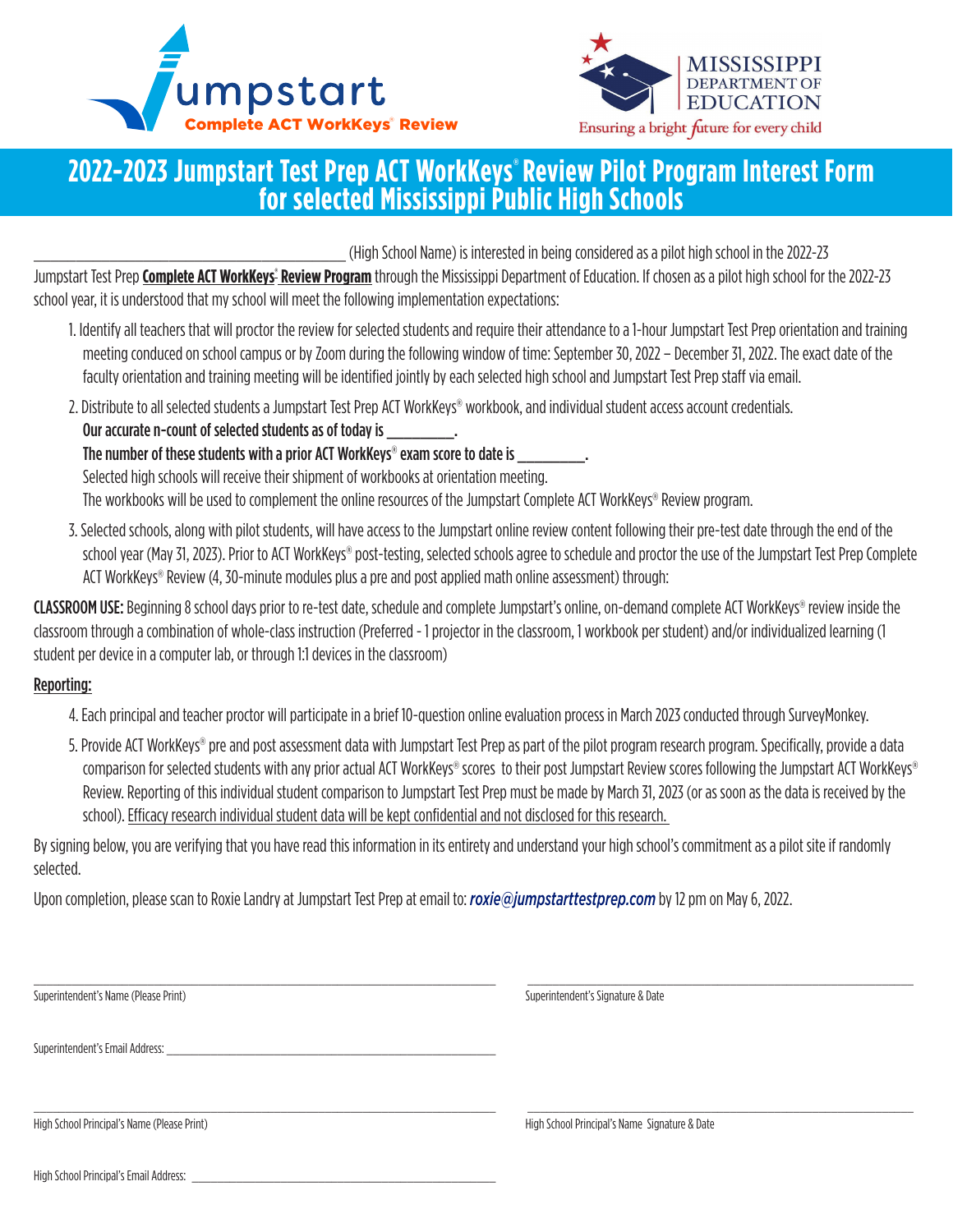Jumpstart
Complete ACT WorkKeys® Review

MISSISSIPPI DEPARTMENT OF EDUCATION
Ensuring a bright future for every child

# 2022-2023 Jumpstart Test Prep ACT WorkKeys® Review Pilot Program Interest Form for selected Mississippi Public High Schools

______________________________ (High School Name) is interested in being considered as a pilot high school in the 2022-23 Jumpstart Test Prep **Complete ACT WorkKeys® Review Program** through the Mississippi Department of Education. If chosen as a pilot high school for the 2022-23 school year, it is understood that my school will meet the following implementation expectations:

1. Identify all teachers that will proctor the review for selected students and require their attendance to a 1-hour Jumpstart Test Prep orientation and training meeting conducted on school campus or by Zoom during the following window of time: September 30, 2022 – December 31, 2022. The exact date of the faculty orientation and training meeting will be identified jointly by each selected high school and Jumpstart Test Prep staff via email.

2. Distribute to all selected students a Jumpstart Test Prep ACT WorkKeys® workbook, and individual student access account credentials.
   **Our accurate n-count of selected students as of today is ________.**
   **The number of these students with a prior ACT WorkKeys® exam score to date is ________.**
   Selected high schools will receive their shipment of workbooks at orientation meeting.
   The workbooks will be used to complement the online resources of the Jumpstart Complete ACT WorkKeys® Review program.

3. Selected schools, along with pilot students, will have access to the Jumpstart online review content following their pre-test date through the end of the school year (May 31, 2023). Prior to ACT WorkKeys® post-testing, selected schools agree to schedule and proctor the use of the Jumpstart Test Prep Complete ACT WorkKeys® Review (4, 30-minute modules plus a pre and post applied math online assessment) through:

**CLASSROOM USE:** Beginning 8 school days prior to re-test date, schedule and complete Jumpstart's online, on-demand complete ACT WorkKeys® review inside the classroom through a combination of whole-class instruction (Preferred - 1 projector in the classroom, 1 workbook per student) and/or individualized learning (1 student per device in a computer lab, or through 1:1 devices in the classroom)

**Reporting:**

4. Each principal and teacher proctor will participate in a brief 10-question online evaluation process in March 2023 conducted through SurveyMonkey.

5. Provide ACT WorkKeys® pre and post assessment data with Jumpstart Test Prep as part of the pilot program research program. Specifically, provide a data comparison for selected students with any prior actual ACT WorkKeys® scores to their post Jumpstart Review scores following the Jumpstart ACT WorkKeys® Review. Reporting of this individual student comparison to Jumpstart Test Prep must be made by March 31, 2023 (or as soon as the data is received by the school). Efficacy research individual student data will be kept confidential and not disclosed for this research.

By signing below, you are verifying that you have read this information in its entirety and understand your high school's commitment as a pilot site if randomly selected.

Upon completion, please scan to Roxie Landry at Jumpstart Test Prep at email to: *roxie@jumpstarttestprep.com* by 12 pm on May 6, 2022.

______________________________
Superintendent's Name (Please Print)

______________________________
Superintendent's Signature & Date

Superintendent's Email Address: ______________________________

______________________________
High School Principal's Name (Please Print)

______________________________
High School Principal's Name Signature & Date

High School Principal's Email Address: ______________________________